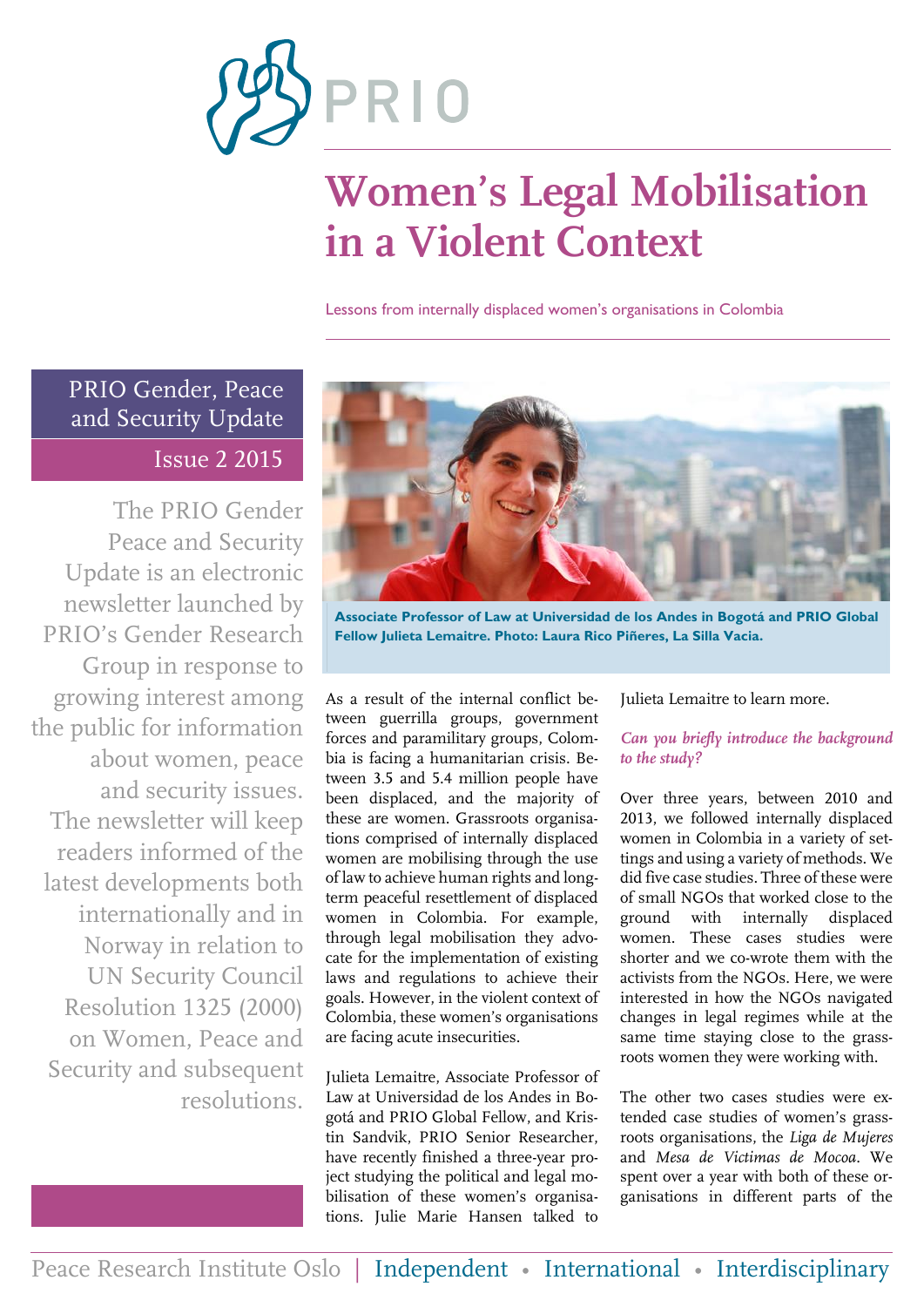# Women's Legal Mobilisation in a Violent Context

Lessons from internally displaced women's organisations in Colombia

PRIO Gender, Peace and Security Update

Issue 2 2015

The PRIO Gender Peace and Security Update is an electronic newsletter launched by PRIO's Gender Research Group in response to growing interest among the public for information about women, peace and security issues. The newsletter will keep readers informed of the latest developments both internationally and in Norway in relation to UN Security Council Resolution 1325 (2000) on Women, Peace and Security and subsequent resolutions.

**Associate Professor of Law at Universidad de los Andes in Bogotá and PRIO Global Fellow Julieta Lemaitre. Photo: Laura Rico Piñeres, La Silla Vacia.**

As a result of the internal conflict between guerrilla groups, government forces and paramilitary groups, Colombia is facing a humanitarian crisis. Between 3.5 and 5.4 million people have been displaced, and the majority of these are women. Grassroots organisations comprised of internally displaced women are mobilising through the use of law to achieve human rights and long-term peaceful resettlement of displaced women in Colombia. For example, through legal mobilisation they advocate for the implementation of existing laws and regulations to achieve their goals. However, in the violent context of Colombia, these women's organisations are facing acute insecurities.

Julieta Lemaitre, Associate Professor of Law at Universidad de los Andes in Bogotá and PRIO Global Fellow, and Kristin Sandvik, PRIO Senior Researcher, have recently finished a three-year project studying the political and legal mobilisation of these women's organisations. Julie Marie Hansen talked to Julieta Lemaitre to learn more.

*Can you briefly introduce the background to the study?*

Over three years, between 2010 and 2013, we followed internally displaced women in Colombia in a variety of settings and using a variety of methods. We did five case studies. Three of these were of small NGOs that worked close to the ground with internally displaced women. These cases studies were shorter and we co-wrote them with the activists from the NGOs. Here, we were interested in how the NGOs navigated changes in legal regimes while at the same time staying close to the grassroots women they were working with.

The other two cases studies were extended case studies of women's grassroots organisations, the *Liga de Mujeres* and *Mesa de Victimas de Mocoa*. We spent over a year with both of these organisations in different parts of the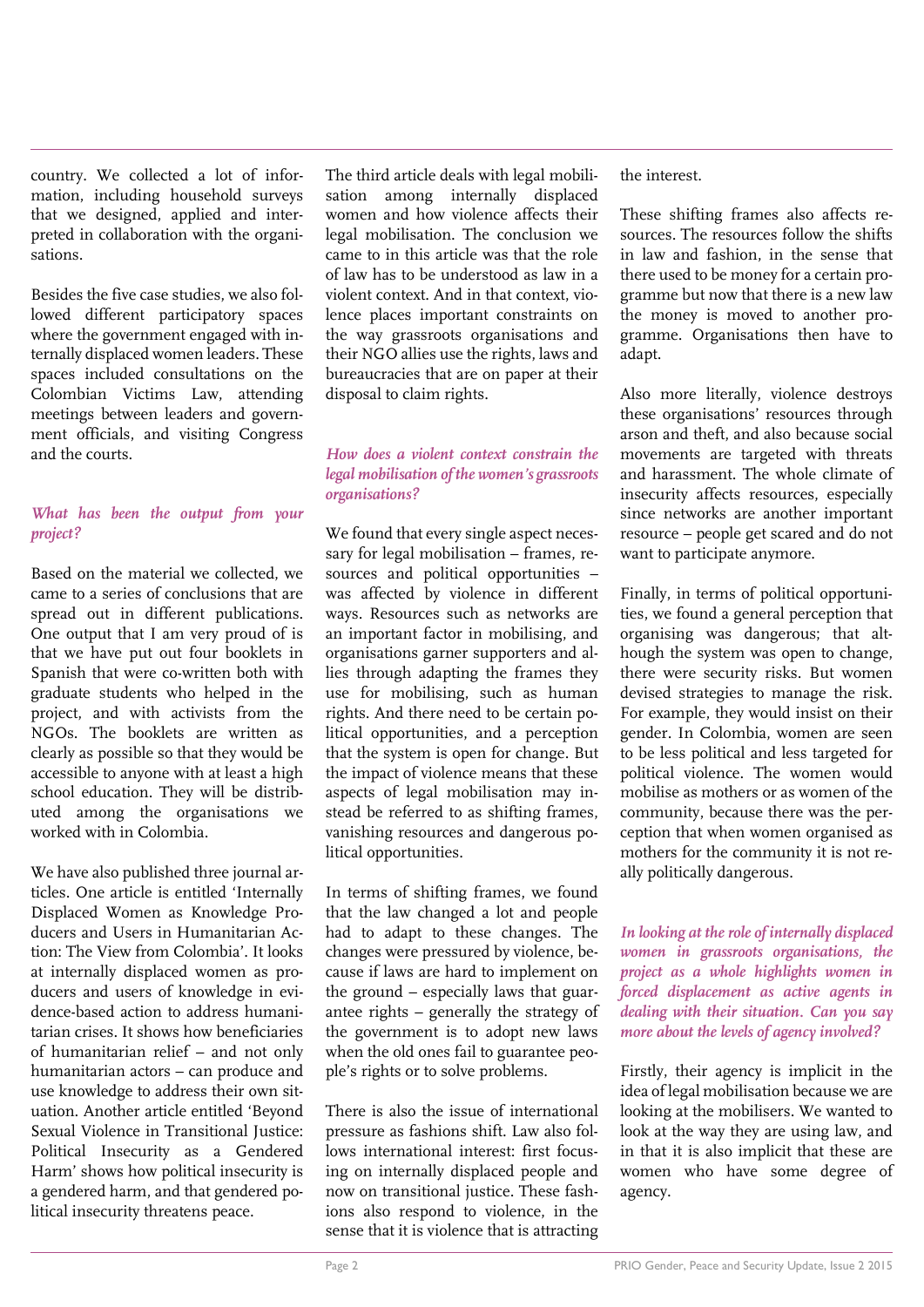country. We collected a lot of information, including household surveys that we designed, applied and interpreted in collaboration with the organisations.

Besides the five case studies, we also followed different participatory spaces where the government engaged with internally displaced women leaders. These spaces included consultations on the Colombian Victims Law, attending meetings between leaders and government officials, and visiting Congress and the courts.

### *What has been the output from your project?*

Based on the material we collected, we came to a series of conclusions that are spread out in different publications. One output that I am very proud of is that we have put out four booklets in Spanish that were co-written both with graduate students who helped in the project, and with activists from the NGOs. The booklets are written as clearly as possible so that they would be accessible to anyone with at least a high school education. They will be distributed among the organisations we worked with in Colombia.

We have also published three journal articles. One article is entitled 'Internally Displaced Women as Knowledge Producers and Users in Humanitarian Action: The View from Colombia'. It looks at internally displaced women as producers and users of knowledge in evidence-based action to address humanitarian crises. It shows how beneficiaries of humanitarian relief – and not only humanitarian actors – can produce and use knowledge to address their own situation. Another article entitled 'Beyond Sexual Violence in Transitional Justice: Political Insecurity as a Gendered Harm' shows how political insecurity is a gendered harm, and that gendered political insecurity threatens peace.

The third article deals with legal mobilisation among internally displaced women and how violence affects their legal mobilisation. The conclusion we came to in this article was that the role of law has to be understood as law in a violent context. And in that context, violence places important constraints on the way grassroots organisations and their NGO allies use the rights, laws and bureaucracies that are on paper at their disposal to claim rights.

### *How does a violent context constrain the legal mobilisation of the women's grassroots organisations?*

We found that every single aspect necessary for legal mobilisation – frames, resources and political opportunities – was affected by violence in different ways. Resources such as networks are an important factor in mobilising, and organisations garner supporters and allies through adapting the frames they use for mobilising, such as human rights. And there need to be certain political opportunities, and a perception that the system is open for change. But the impact of violence means that these aspects of legal mobilisation may instead be referred to as shifting frames, vanishing resources and dangerous political opportunities.

In terms of shifting frames, we found that the law changed a lot and people had to adapt to these changes. The changes were pressured by violence, because if laws are hard to implement on the ground – especially laws that guarantee rights – generally the strategy of the government is to adopt new laws when the old ones fail to guarantee people's rights or to solve problems.

There is also the issue of international pressure as fashions shift. Law also follows international interest: first focusing on internally displaced people and now on transitional justice. These fashions also respond to violence, in the sense that it is violence that is attracting the interest.

These shifting frames also affects resources. The resources follow the shifts in law and fashion, in the sense that there used to be money for a certain programme but now that there is a new law the money is moved to another programme. Organisations then have to adapt.

Also more literally, violence destroys these organisations' resources through arson and theft, and also because social movements are targeted with threats and harassment. The whole climate of insecurity affects resources, especially since networks are another important resource – people get scared and do not want to participate anymore.

Finally, in terms of political opportunities, we found a general perception that organising was dangerous; that although the system was open to change, there were security risks. But women devised strategies to manage the risk. For example, they would insist on their gender. In Colombia, women are seen to be less political and less targeted for political violence. The women would mobilise as mothers or as women of the community, because there was the perception that when women organised as mothers for the community it is not really politically dangerous.

### *In looking at the role of internally displaced women in grassroots organisations, the project as a whole highlights women in forced displacement as active agents in dealing with their situation. Can you say more about the levels of agency involved?*

Firstly, their agency is implicit in the idea of legal mobilisation because we are looking at the mobilisers. We wanted to look at the way they are using law, and in that it is also implicit that these are women who have some degree of agency.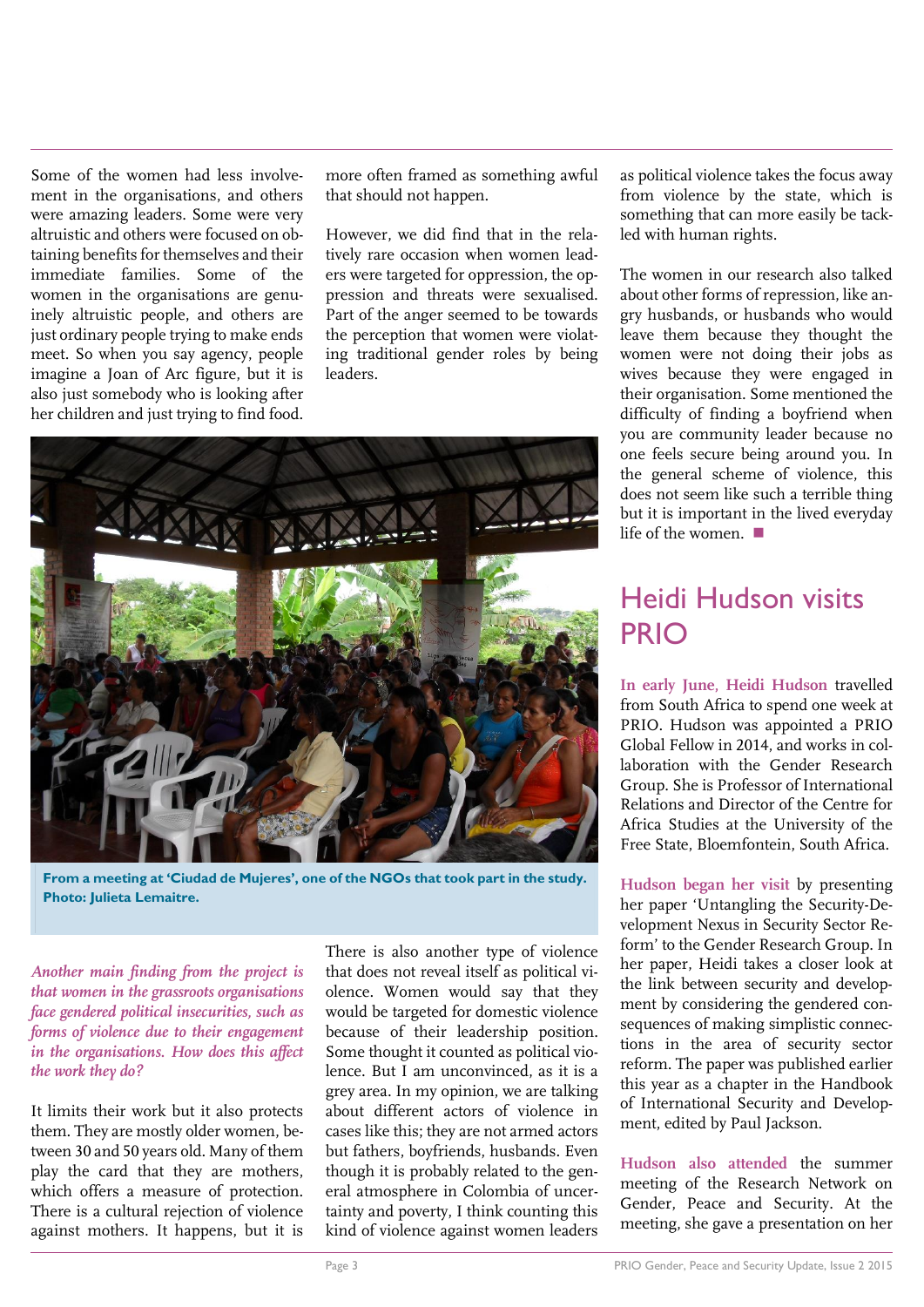Some of the women had less involvement in the organisations, and others were amazing leaders. Some were very altruistic and others were focused on obtaining benefits for themselves and their immediate families. Some of the women in the organisations are genuinely altruistic people, and others are just ordinary people trying to make ends meet. So when you say agency, people imagine a Joan of Arc figure, but it is also just somebody who is looking after her children and just trying to find food.

From a meeting at 'Ciudad de Mujeres', one of the NGOs that took part in the study. Photo: Julieta Lemaitre.

*Another main finding from the project is that women in the grassroots organisations face gendered political insecurities, such as forms of violence due to their engagement in the organisations. How does this affect the work they do?*

It limits their work but it also protects them. They are mostly older women, between 30 and 50 years old. Many of them play the card that they are mothers, which offers a measure of protection. There is a cultural rejection of violence against mothers. It happens, but it is more often framed as something awful that should not happen.

However, we did find that in the relatively rare occasion when women leaders were targeted for oppression, the oppression and threats were sexualised. Part of the anger seemed to be towards the perception that women were violating traditional gender roles by being leaders.

There is also another type of violence that does not reveal itself as political violence. Women would say that they would be targeted for domestic violence because of their leadership position. Some thought it counted as political violence. But I am unconvinced, as it is a grey area. In my opinion, we are talking about different actors of violence in cases like this; they are not armed actors but fathers, boyfriends, husbands. Even though it is probably related to the general atmosphere in Colombia of uncertainty and poverty, I think counting this kind of violence against women leaders as political violence takes the focus away from violence by the state, which is something that can more easily be tackled with human rights.

The women in our research also talked about other forms of repression, like angry husbands, or husbands who would leave them because they thought the women were not doing their jobs as wives because they were engaged in their organisation. Some mentioned the difficulty of finding a boyfriend when you are community leader because no one feels secure being around you. In the general scheme of violence, this does not seem like such a terrible thing but it is important in the lived everyday life of the women. ■

## Heidi Hudson visits PRIO

**In early June, Heidi Hudson** travelled from South Africa to spend one week at PRIO. Hudson was appointed a PRIO Global Fellow in 2014, and works in collaboration with the Gender Research Group. She is Professor of International Relations and Director of the Centre for Africa Studies at the University of the Free State, Bloemfontein, South Africa.

**Hudson began her visit** by presenting her paper 'Untangling the Security-Development Nexus in Security Sector Reform' to the Gender Research Group. In her paper, Heidi takes a closer look at the link between security and development by considering the gendered consequences of making simplistic connections in the area of security sector reform. The paper was published earlier this year as a chapter in the Handbook of International Security and Development, edited by Paul Jackson.

**Hudson also attended** the summer meeting of the Research Network on Gender, Peace and Security. At the meeting, she gave a presentation on her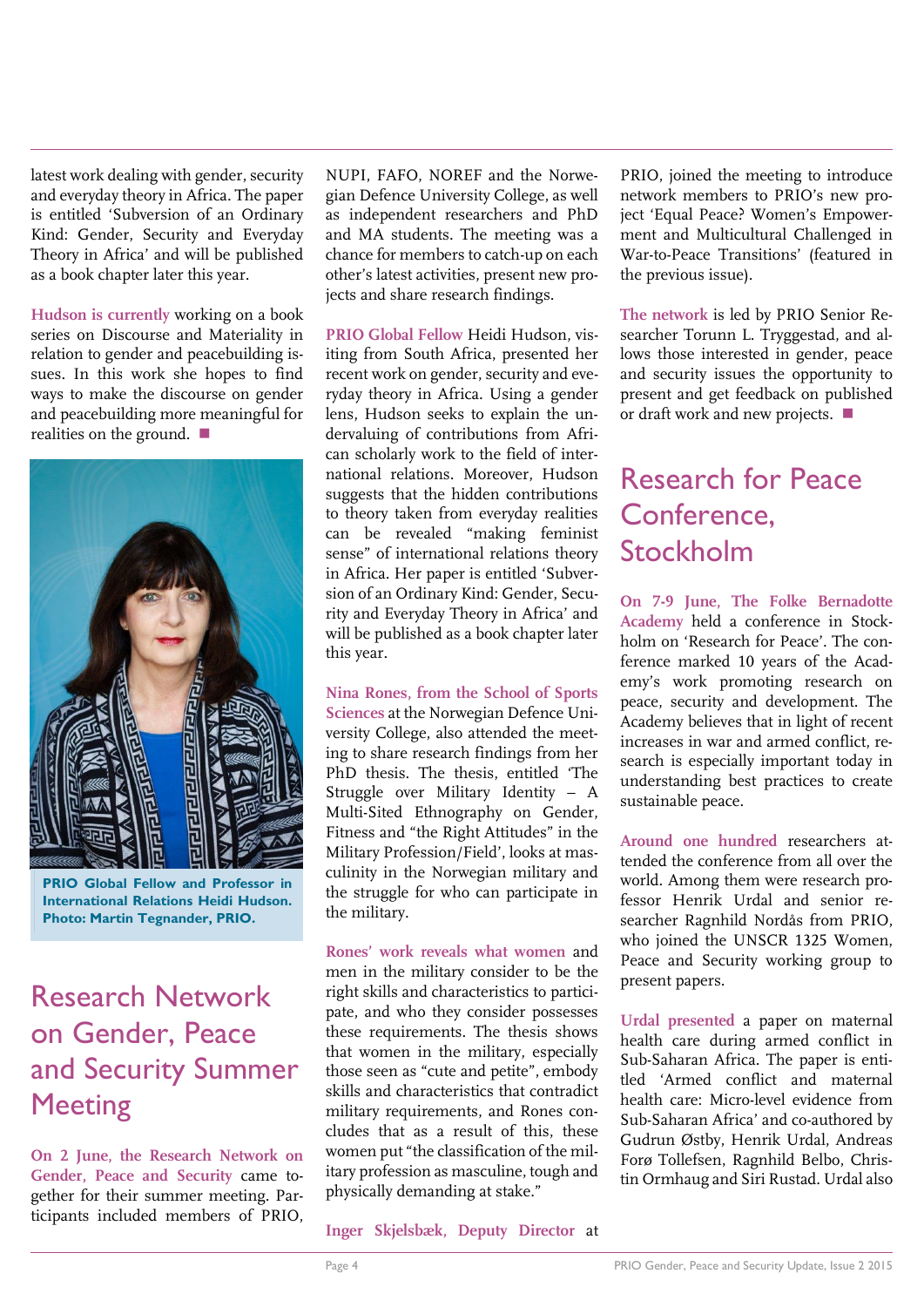latest work dealing with gender, security and everyday theory in Africa. The paper is entitled 'Subversion of an Ordinary Kind: Gender, Security and Everyday Theory in Africa' and will be published as a book chapter later this year.

**Hudson is currently** working on a book series on Discourse and Materiality in relation to gender and peacebuilding issues. In this work she hopes to find ways to make the discourse on gender and peacebuilding more meaningful for realities on the ground. ■

**PRIO Global Fellow and Professor in International Relations Heidi Hudson. Photo: Martin Tegnander, PRIO.**

# Research Network on Gender, Peace and Security Summer Meeting

**On 2 June, the Research Network on Gender, Peace and Security** came together for their summer meeting. Participants included members of PRIO, NUPI, FAFO, NOREF and the Norwegian Defence University College, as well as independent researchers and PhD and MA students. The meeting was a chance for members to catch-up on each other's latest activities, present new projects and share research findings.

**PRIO Global Fellow** Heidi Hudson, visiting from South Africa, presented her recent work on gender, security and everyday theory in Africa. Using a gender lens, Hudson seeks to explain the undervaluing of contributions from African scholarly work to the field of international relations. Moreover, Hudson suggests that the hidden contributions to theory taken from everyday realities can be revealed "making feminist sense" of international relations theory in Africa. Her paper is entitled 'Subversion of an Ordinary Kind: Gender, Security and Everyday Theory in Africa' and will be published as a book chapter later this year.

**Nina Rones, from the School of Sports Sciences** at the Norwegian Defence University College, also attended the meeting to share research findings from her PhD thesis. The thesis, entitled 'The Struggle over Military Identity – A Multi-Sited Ethnography on Gender, Fitness and "the Right Attitudes" in the Military Profession/Field', looks at masculinity in the Norwegian military and the struggle for who can participate in the military.

**Rones' work reveals what women** and men in the military consider to be the right skills and characteristics to participate, and who they consider possesses these requirements. The thesis shows that women in the military, especially those seen as "cute and petite", embody skills and characteristics that contradict military requirements, and Rones concludes that as a result of this, these women put "the classification of the military profession as masculine, tough and physically demanding at stake."

**Inger Skjelsbæk, Deputy Director** at PRIO, joined the meeting to introduce network members to PRIO's new project 'Equal Peace? Women's Empowerment and Multicultural Challenged in War-to-Peace Transitions' (featured in the previous issue).

**The network** is led by PRIO Senior Researcher Torunn L. Tryggestad, and allows those interested in gender, peace and security issues the opportunity to present and get feedback on published or draft work and new projects. ■

# Research for Peace Conference, Stockholm

**On 7-9 June, The Folke Bernadotte Academy** held a conference in Stockholm on 'Research for Peace'. The conference marked 10 years of the Academy's work promoting research on peace, security and development. The Academy believes that in light of recent increases in war and armed conflict, research is especially important today in understanding best practices to create sustainable peace.

**Around one hundred** researchers attended the conference from all over the world. Among them were research professor Henrik Urdal and senior researcher Ragnhild Nordås from PRIO, who joined the UNSCR 1325 Women, Peace and Security working group to present papers.

**Urdal presented** a paper on maternal health care during armed conflict in Sub-Saharan Africa. The paper is entitled 'Armed conflict and maternal health care: Micro-level evidence from Sub-Saharan Africa' and co-authored by Gudrun Østby, Henrik Urdal, Andreas Forø Tollefsen, Ragnhild Belbo, Christin Ormhaug and Siri Rustad. Urdal also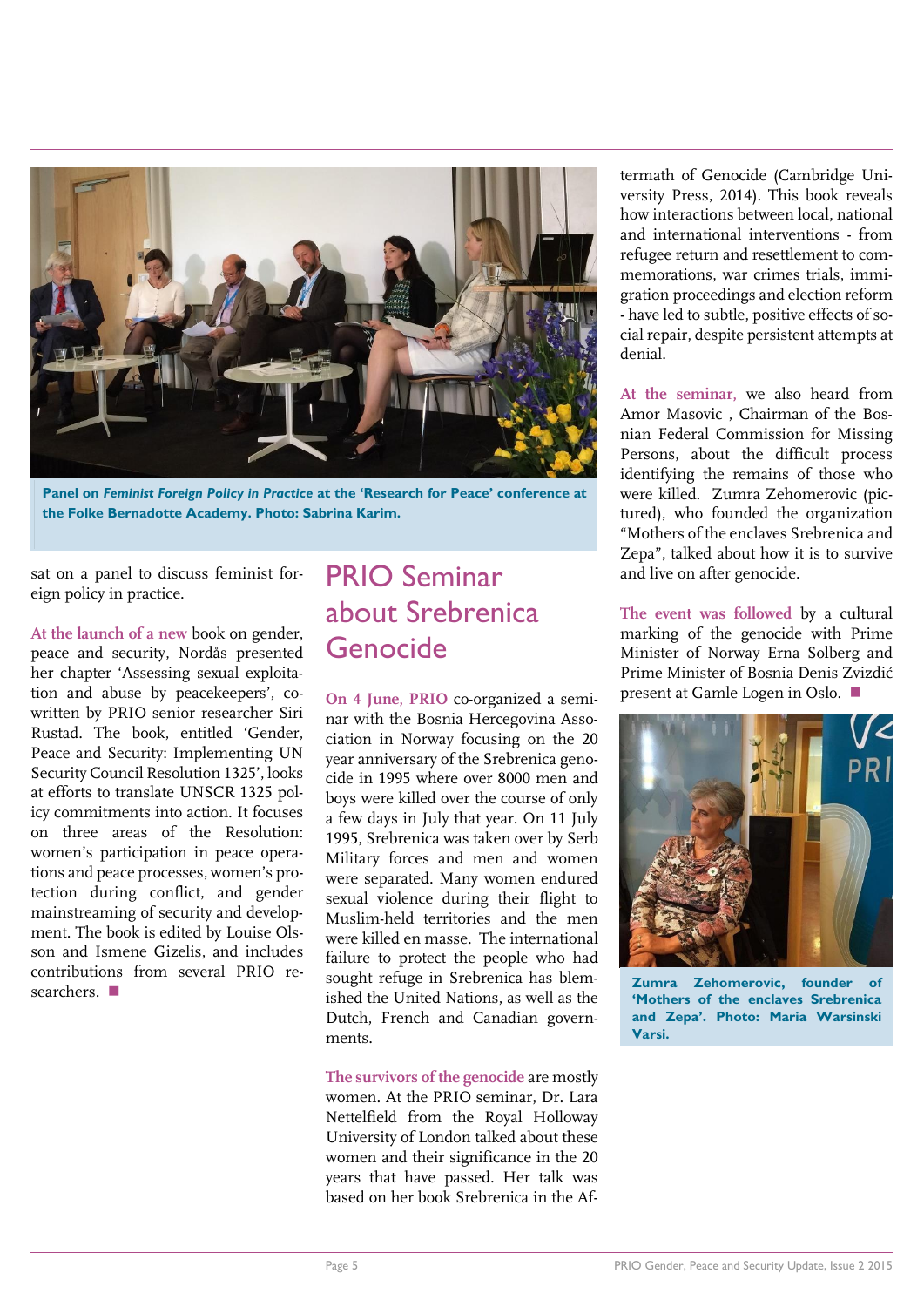**Panel on *Feminist Foreign Policy in Practice* at the 'Research for Peace' conference at the Folke Bernadotte Academy. Photo: Sabrina Karim.**

sat on a panel to discuss feminist foreign policy in practice.

At the launch of a new book on gender, peace and security, Nordås presented her chapter 'Assessing sexual exploitation and abuse by peacekeepers', co-written by PRIO senior researcher Siri Rustad. The book, entitled 'Gender, Peace and Security: Implementing UN Security Council Resolution 1325', looks at efforts to translate UNSCR 1325 policy commitments into action. It focuses on three areas of the Resolution: women's participation in peace operations and peace processes, women's protection during conflict, and gender mainstreaming of security and development. The book is edited by Louise Olsson and Ismene Gizelis, and includes contributions from several PRIO researchers. ■

## PRIO Seminar about Srebrenica Genocide

On 4 June, PRIO co-organized a seminar with the Bosnia Hercegovina Association in Norway focusing on the 20 year anniversary of the Srebrenica genocide in 1995 where over 8000 men and boys were killed over the course of only a few days in July that year. On 11 July 1995, Srebrenica was taken over by Serb Military forces and men and women were separated. Many women endured sexual violence during their flight to Muslim-held territories and the men were killed en masse. The international failure to protect the people who had sought refuge in Srebrenica has blemished the United Nations, as well as the Dutch, French and Canadian governments.

The survivors of the genocide are mostly women. At the PRIO seminar, Dr. Lara Nettelfield from the Royal Holloway University of London talked about these women and their significance in the 20 years that have passed. Her talk was based on her book Srebrenica in the Aftermath of Genocide (Cambridge University Press, 2014). This book reveals how interactions between local, national and international interventions - from refugee return and resettlement to commemorations, war crimes trials, immigration proceedings and election reform - have led to subtle, positive effects of social repair, despite persistent attempts at denial.

At the seminar, we also heard from Amor Masovic , Chairman of the Bosnian Federal Commission for Missing Persons, about the difficult process identifying the remains of those who were killed. Zumra Zehomerovic (pictured), who founded the organization "Mothers of the enclaves Srebrenica and Zepa", talked about how it is to survive and live on after genocide.

The event was followed by a cultural marking of the genocide with Prime Minister of Norway Erna Solberg and Prime Minister of Bosnia Denis Zvizdić present at Gamle Logen in Oslo. ■

**Zumra Zehomerovic, founder of 'Mothers of the enclaves Srebrenica and Zepa'. Photo: Maria Warsinski Varsi.**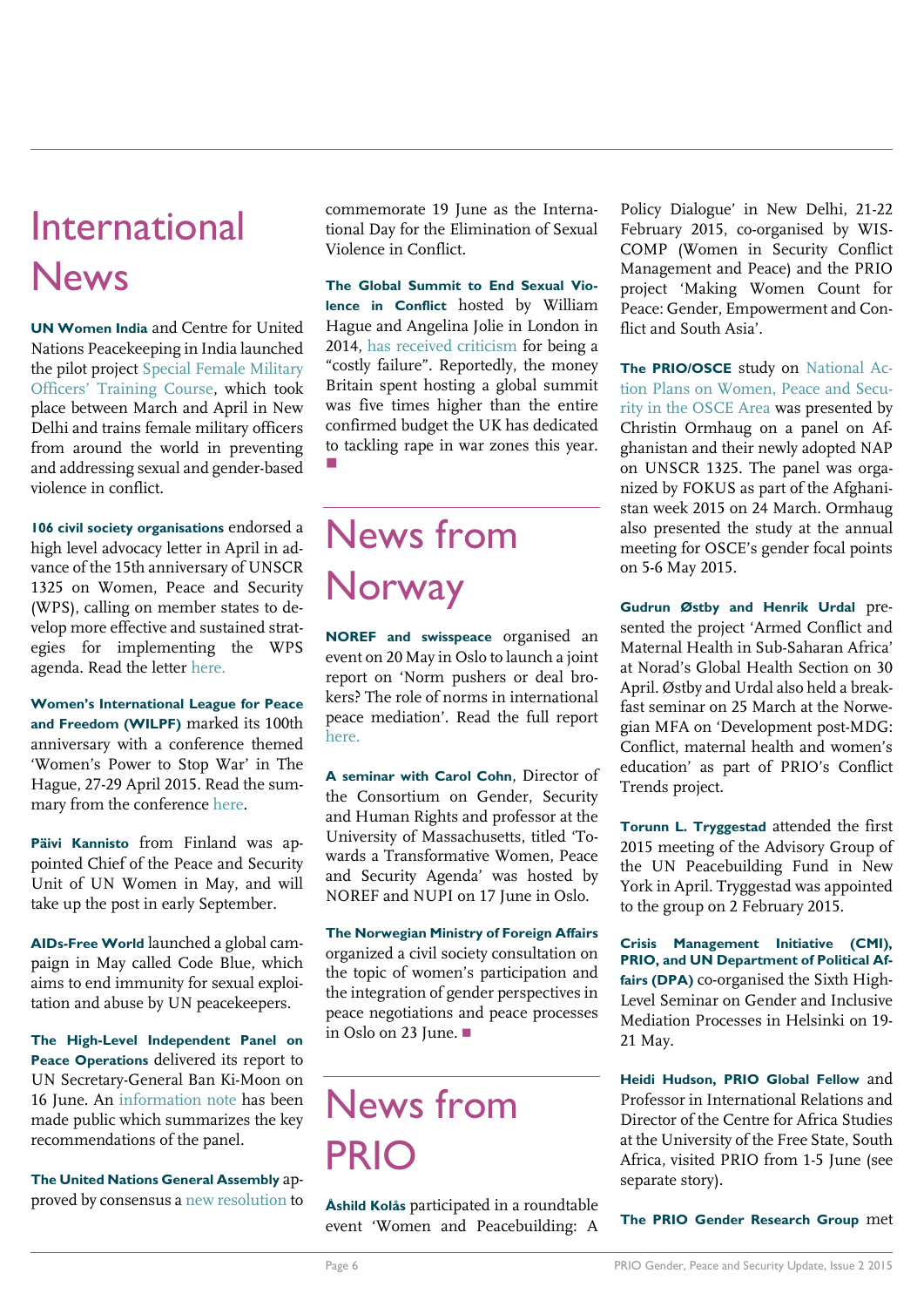# International News

**UN Women India** and Centre for United Nations Peacekeeping in India launched the pilot project Special Female Military Officers' Training Course, which took place between March and April in New Delhi and trains female military officers from around the world in preventing and addressing sexual and gender-based violence in conflict.

**106 civil society organisations** endorsed a high level advocacy letter in April in advance of the 15th anniversary of UNSCR 1325 on Women, Peace and Security (WPS), calling on member states to develop more effective and sustained strategies for implementing the WPS agenda. Read the letter here.

**Women's International League for Peace and Freedom (WILPF)** marked its 100th anniversary with a conference themed 'Women's Power to Stop War' in The Hague, 27-29 April 2015. Read the summary from the conference here.

**Päivi Kannisto** from Finland was appointed Chief of the Peace and Security Unit of UN Women in May, and will take up the post in early September.

**AIDs-Free World** launched a global campaign in May called Code Blue, which aims to end immunity for sexual exploitation and abuse by UN peacekeepers.

**The High-Level Independent Panel on Peace Operations** delivered its report to UN Secretary-General Ban Ki-Moon on 16 June. An information note has been made public which summarizes the key recommendations of the panel.

**The United Nations General Assembly** approved by consensus a new resolution to commemorate 19 June as the International Day for the Elimination of Sexual Violence in Conflict.

**The Global Summit to End Sexual Violence in Conflict** hosted by William Hague and Angelina Jolie in London in 2014, has received criticism for being a "costly failure". Reportedly, the money Britain spent hosting a global summit was five times higher than the entire confirmed budget the UK has dedicated to tackling rape in war zones this year. ■

# News from Norway

**NOREF and swisspeace** organised an event on 20 May in Oslo to launch a joint report on 'Norm pushers or deal brokers? The role of norms in international peace mediation'. Read the full report here.

**A seminar with Carol Cohn**, Director of the Consortium on Gender, Security and Human Rights and professor at the University of Massachusetts, titled 'Towards a Transformative Women, Peace and Security Agenda' was hosted by NOREF and NUPI on 17 June in Oslo.

**The Norwegian Ministry of Foreign Affairs** organized a civil society consultation on the topic of women's participation and the integration of gender perspectives in peace negotiations and peace processes in Oslo on 23 June. ■

# News from PRIO

**Åshild Kolås** participated in a roundtable event 'Women and Peacebuilding: A Policy Dialogue' in New Delhi, 21-22 February 2015, co-organised by WISCOMP (Women in Security Conflict Management and Peace) and the PRIO project 'Making Women Count for Peace: Gender, Empowerment and Conflict and South Asia'.

**The PRIO/OSCE** study on National Action Plans on Women, Peace and Security in the OSCE Area was presented by Christin Ormhaug on a panel on Afghanistan and their newly adopted NAP on UNSCR 1325. The panel was organized by FOKUS as part of the Afghanistan week 2015 on 24 March. Ormhaug also presented the study at the annual meeting for OSCE's gender focal points on 5-6 May 2015.

**Gudrun Østby and Henrik Urdal** presented the project 'Armed Conflict and Maternal Health in Sub-Saharan Africa' at Norad's Global Health Section on 30 April. Østby and Urdal also held a breakfast seminar on 25 March at the Norwegian MFA on 'Development post-MDG: Conflict, maternal health and women's education' as part of PRIO's Conflict Trends project.

**Torunn L. Tryggestad** attended the first 2015 meeting of the Advisory Group of the UN Peacebuilding Fund in New York in April. Tryggestad was appointed to the group on 2 February 2015.

**Crisis Management Initiative (CMI), PRIO, and UN Department of Political Affairs (DPA)** co-organised the Sixth High-Level Seminar on Gender and Inclusive Mediation Processes in Helsinki on 19-21 May.

**Heidi Hudson, PRIO Global Fellow** and Professor in International Relations and Director of the Centre for Africa Studies at the University of the Free State, South Africa, visited PRIO from 1-5 June (see separate story).

**The PRIO Gender Research Group** met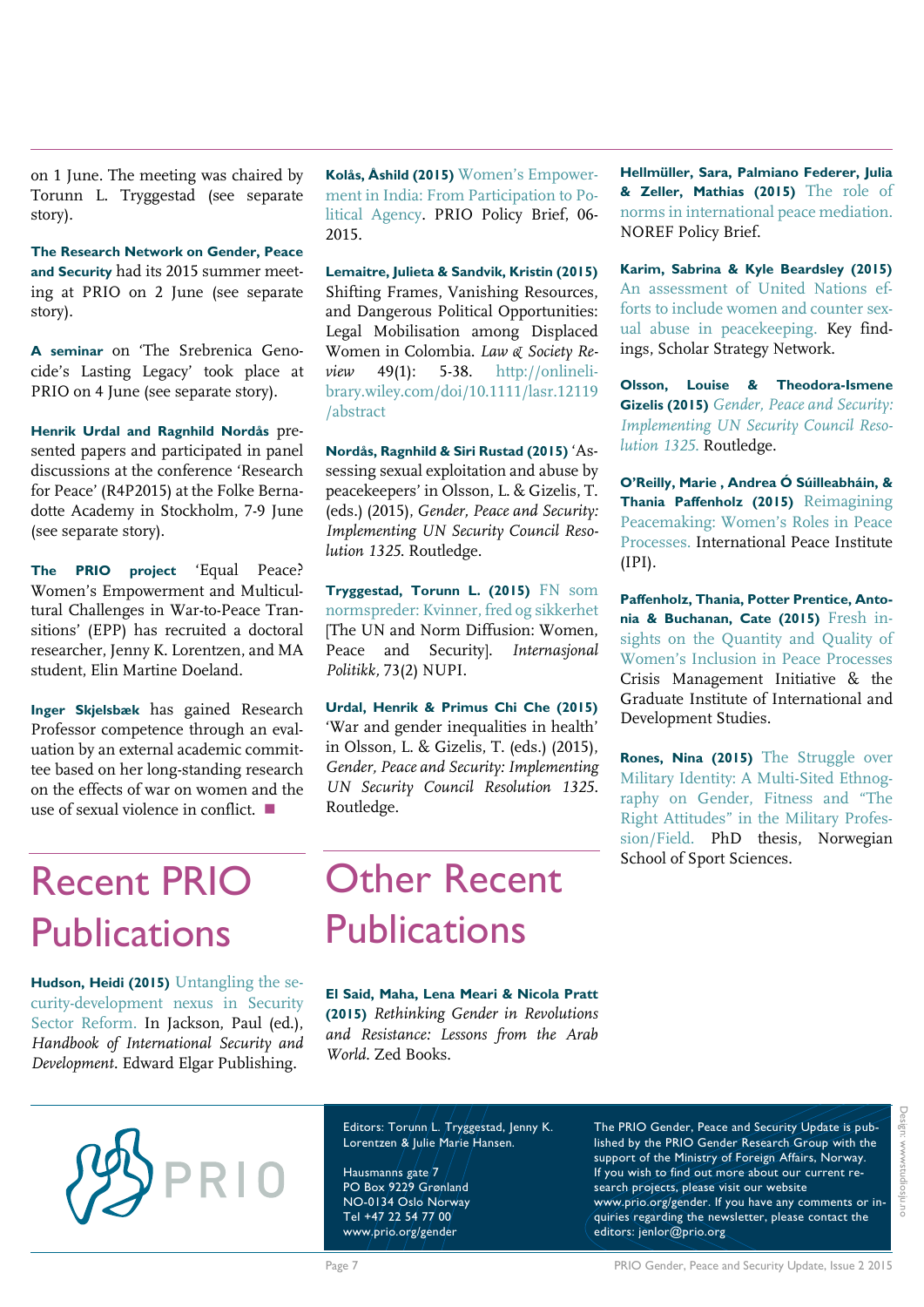on 1 June. The meeting was chaired by Torunn L. Tryggestad (see separate story).

**The Research Network on Gender, Peace and Security** had its 2015 summer meeting at PRIO on 2 June (see separate story).

**A seminar** on 'The Srebrenica Genocide's Lasting Legacy' took place at PRIO on 4 June (see separate story).

**Henrik Urdal and Ragnhild Nordås** presented papers and participated in panel discussions at the conference 'Research for Peace' (R4P2015) at the Folke Bernadotte Academy in Stockholm, 7-9 June (see separate story).

**The PRIO project** 'Equal Peace? Women's Empowerment and Multicultural Challenges in War-to-Peace Transitions' (EPP) has recruited a doctoral researcher, Jenny K. Lorentzen, and MA student, Elin Martine Doeland.

**Inger Skjelsbæk** has gained Research Professor competence through an evaluation by an external academic committee based on her long-standing research on the effects of war on women and the use of sexual violence in conflict. ■

# Recent PRIO Publications

**Hudson, Heidi (2015)** Untangling the security-development nexus in Security Sector Reform. In Jackson, Paul (ed.), *Handbook of International Security and Development*. Edward Elgar Publishing.

**Kolås, Åshild (2015)** Women's Empowerment in India: From Participation to Political Agency. PRIO Policy Brief, 06-2015.

**Lemaitre, Julieta & Sandvik, Kristin (2015)** Shifting Frames, Vanishing Resources, and Dangerous Political Opportunities: Legal Mobilisation among Displaced Women in Colombia. *Law & Society Review* 49(1): 5-38. http://onlinelibrary.wiley.com/doi/10.1111/lasr.12119/abstract

**Nordås, Ragnhild & Siri Rustad (2015)** 'Assessing sexual exploitation and abuse by peacekeepers' in Olsson, L. & Gizelis, T. (eds.) (2015), *Gender, Peace and Security: Implementing UN Security Council Resolution 1325*. Routledge.

**Tryggestad, Torunn L. (2015)** FN som normspreder: Kvinner, fred og sikkerhet [The UN and Norm Diffusion: Women, Peace and Security]. *Internasjonal Politikk*, 73(2) NUPI.

**Urdal, Henrik & Primus Chi Che (2015)** 'War and gender inequalities in health' in Olsson, L. & Gizelis, T. (eds.) (2015), *Gender, Peace and Security: Implementing UN Security Council Resolution 1325*. Routledge.

# Other Recent Publications

**El Said, Maha, Lena Meari & Nicola Pratt (2015)** *Rethinking Gender in Revolutions and Resistance: Lessons from the Arab World*. Zed Books.

**Hellmüller, Sara, Palmiano Federer, Julia & Zeller, Mathias (2015)** The role of norms in international peace mediation. NOREF Policy Brief.

**Karim, Sabrina & Kyle Beardsley (2015)** An assessment of United Nations efforts to include women and counter sexual abuse in peacekeeping. Key findings, Scholar Strategy Network.

**Olsson, Louise & Theodora-Ismene Gizelis (2015)** *Gender, Peace and Security: Implementing UN Security Council Resolution 1325*. Routledge.

**O'Reilly, Marie , Andrea Ó Súilleabháin, & Thania Paffenholz (2015)** Reimagining Peacemaking: Women's Roles in Peace Processes. International Peace Institute (IPI).

**Paffenholz, Thania, Potter Prentice, Antonia & Buchanan, Cate (2015)** Fresh insights on the Quantity and Quality of Women's Inclusion in Peace Processes Crisis Management Initiative & the Graduate Institute of International and Development Studies.

**Rones, Nina (2015)** The Struggle over Military Identity: A Multi-Sited Ethnography on Gender, Fitness and "The Right Attitudes" in the Military Profession/Field. PhD thesis, Norwegian School of Sport Sciences.

PRIO

Editors: Torunn L. Tryggestad, Jenny K. Lorentzen & Julie Marie Hansen.

Hausmanns gate 7
PO Box 9229 Grønland
NO-0134 Oslo Norway
Tel +47 22 54 77 00
www.prio.org/gender

The PRIO Gender, Peace and Security Update is published by the PRIO Gender Research Group with the support of the Ministry of Foreign Affairs, Norway. If you wish to find out more about our current research projects, please visit our website www.prio.org/gender. If you have any comments or inquiries regarding the newsletter, please contact the editors: jenlor@prio.org

Design: www.studiosju.no